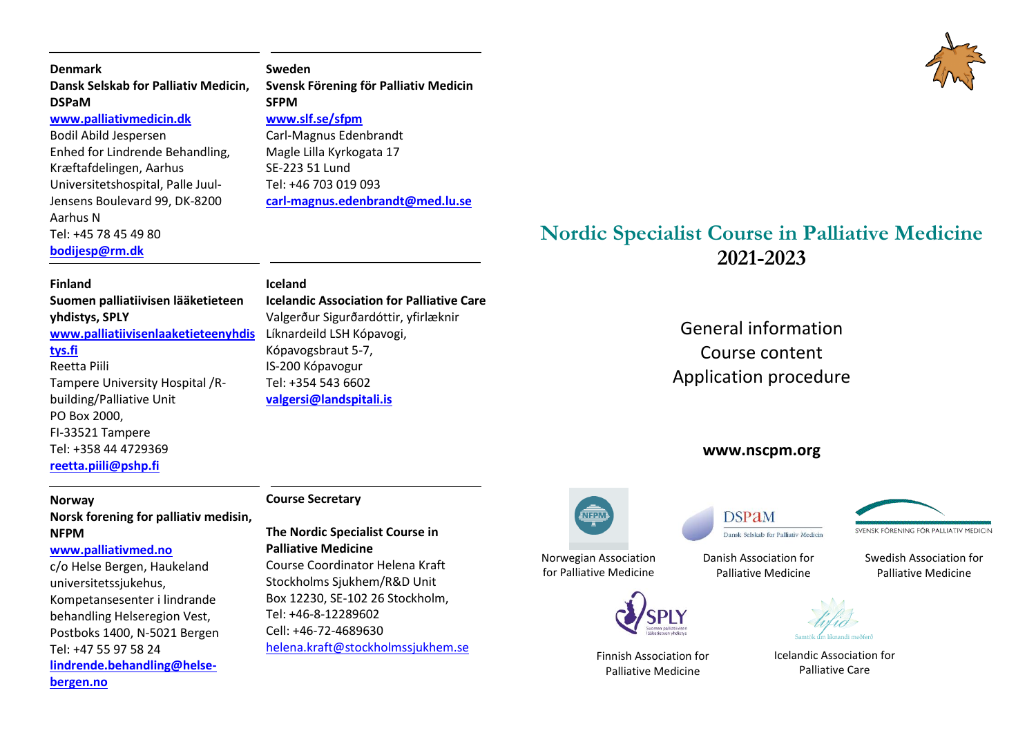**Denmark**
**Dansk Selskab for Palliativ Medicin, DSPaM**
**www.palliativmedicin.dk**
Bodil Abild Jespersen
Enhed for Lindrende Behandling, Kræftafdelingen, Aarhus Universitetshospital, Palle Juul-Jensens Boulevard 99, DK-8200 Aarhus N
Tel: +45 78 45 49 80
**bodijesp@rm.dk**

**Sweden**
**Svensk Förening för Palliativ Medicin SFPM**
**www.slf.se/sfpm**
Carl-Magnus Edenbrandt
Magle Lilla Kyrkogata 17
SE-223 51 Lund
Tel: +46 703 019 093
**carl-magnus.edenbrandt@med.lu.se**

**Finland**
**Suomen palliatiivisen lääketieteen yhdistys, SPLY**
**www.palliatiivisenlaaketieteenyhdistys.fi**
Reetta Piili
Tampere University Hospital /R-building/Palliative Unit
PO Box 2000,
FI-33521 Tampere
Tel: +358 44 4729369
**reetta.piili@pshp.fi**

**Iceland**
**Icelandic Association for Palliative Care**
Valgerður Sigurðardóttir, yfirlæknir
Líknardeild LSH Kópavogi,
Kópavogsbraut 5-7,
IS-200 Kópavogur
Tel: +354 543 6602
**valgersi@landspitali.is**

**Norway**
**Norsk forening for palliativ medisin, NFPM**
**www.palliativmed.no**
c/o Helse Bergen, Haukeland universitetssjukehus, Kompetansesenter i lindrande behandling Helseregion Vest, Postboks 1400, N-5021 Bergen
Tel: +47 55 97 58 24
**lindrende.behandling@helse-bergen.no**

**Course Secretary**

**The Nordic Specialist Course in Palliative Medicine**
Course Coordinator Helena Kraft
Stockholms Sjukhem/R&D Unit
Box 12230, SE-102 26 Stockholm,
Tel: +46-8-12289602
Cell: +46-72-4689630
helena.kraft@stockholmssjukhem.se

# Nordic Specialist Course in Palliative Medicine
## 2021-2023

General information
Course content
Application procedure

**www.nscpm.org**

Norwegian Association for Palliative Medicine

Danish Association for Palliative Medicine

Swedish Association for Palliative Medicine

Finnish Association for Palliative Medicine

Icelandic Association for Palliative Care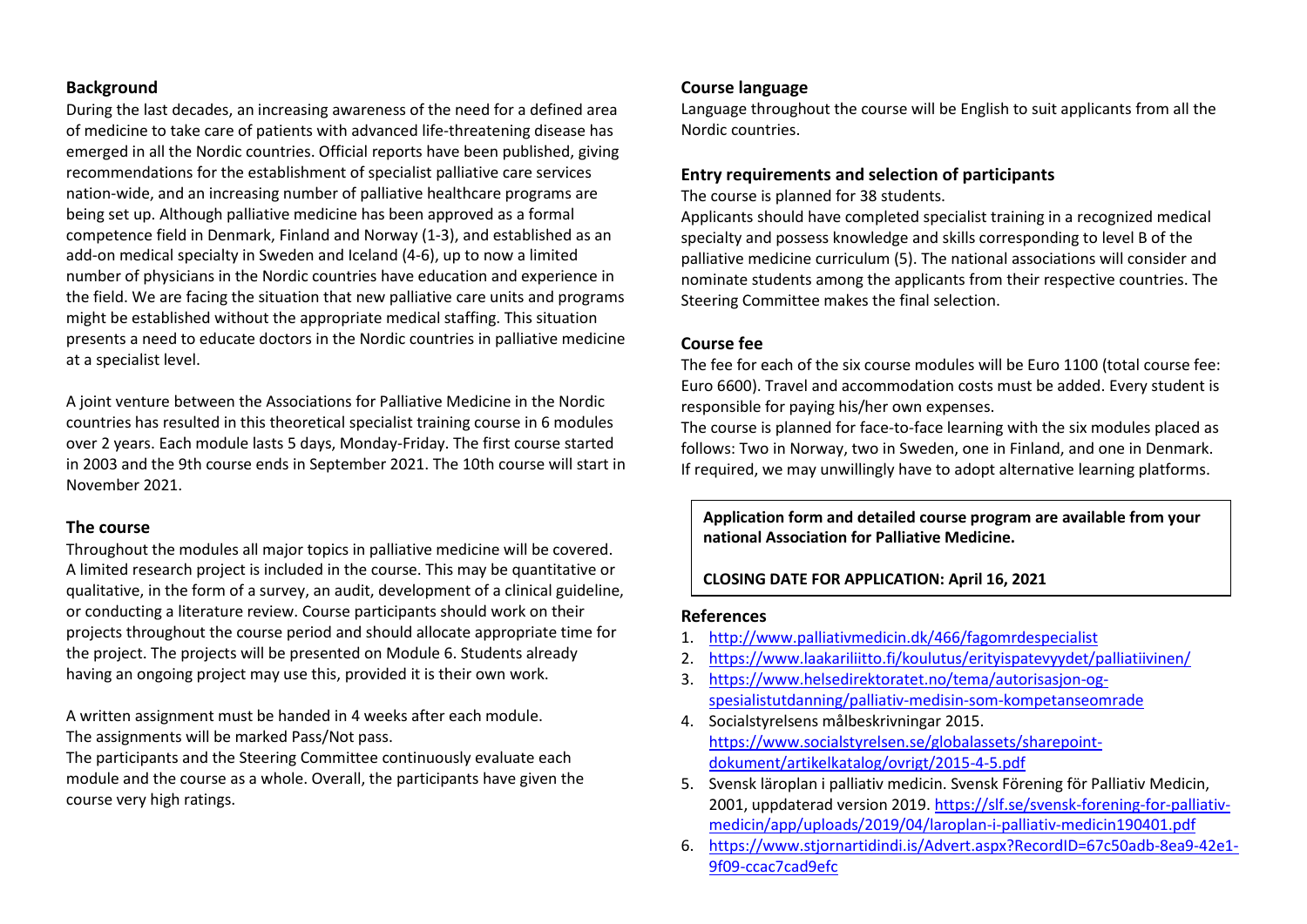## Background

During the last decades, an increasing awareness of the need for a defined area of medicine to take care of patients with advanced life-threatening disease has emerged in all the Nordic countries. Official reports have been published, giving recommendations for the establishment of specialist palliative care services nation-wide, and an increasing number of palliative healthcare programs are being set up. Although palliative medicine has been approved as a formal competence field in Denmark, Finland and Norway (1-3), and established as an add-on medical specialty in Sweden and Iceland (4-6), up to now a limited number of physicians in the Nordic countries have education and experience in the field. We are facing the situation that new palliative care units and programs might be established without the appropriate medical staffing. This situation presents a need to educate doctors in the Nordic countries in palliative medicine at a specialist level.

A joint venture between the Associations for Palliative Medicine in the Nordic countries has resulted in this theoretical specialist training course in 6 modules over 2 years. Each module lasts 5 days, Monday-Friday. The first course started in 2003 and the 9th course ends in September 2021. The 10th course will start in November 2021.

## The course

Throughout the modules all major topics in palliative medicine will be covered. A limited research project is included in the course. This may be quantitative or qualitative, in the form of a survey, an audit, development of a clinical guideline, or conducting a literature review. Course participants should work on their projects throughout the course period and should allocate appropriate time for the project. The projects will be presented on Module 6. Students already having an ongoing project may use this, provided it is their own work.

A written assignment must be handed in 4 weeks after each module.
The assignments will be marked Pass/Not pass.
The participants and the Steering Committee continuously evaluate each module and the course as a whole. Overall, the participants have given the course very high ratings.

## Course language

Language throughout the course will be English to suit applicants from all the Nordic countries.

## Entry requirements and selection of participants

The course is planned for 38 students.
Applicants should have completed specialist training in a recognized medical specialty and possess knowledge and skills corresponding to level B of the palliative medicine curriculum (5). The national associations will consider and nominate students among the applicants from their respective countries. The Steering Committee makes the final selection.

## Course fee

The fee for each of the six course modules will be Euro 1100 (total course fee: Euro 6600). Travel and accommodation costs must be added. Every student is responsible for paying his/her own expenses.
The course is planned for face-to-face learning with the six modules placed as follows: Two in Norway, two in Sweden, one in Finland, and one in Denmark. If required, we may unwillingly have to adopt alternative learning platforms.

**Application form and detailed course program are available from your national Association for Palliative Medicine.**

**CLOSING DATE FOR APPLICATION: April 16, 2021**

## References

1. http://www.palliativmedicin.dk/466/fagomrdespecialist
2. https://www.laakariliitto.fi/koulutus/erityispatevyydet/palliatiivinen/
3. https://www.helsedirektoratet.no/tema/autorisasjon-og-spesialistutdanning/palliativ-medisin-som-kompetanseomrade
4. Socialstyrelsens målbeskrivningar 2015. https://www.socialstyrelsen.se/globalassets/sharepoint-dokument/artikelkatalog/ovrigt/2015-4-5.pdf
5. Svensk läroplan i palliativ medicin. Svensk Förening för Palliativ Medicin, 2001, uppdaterad version 2019. https://slf.se/svensk-forening-for-palliativ-medicin/app/uploads/2019/04/laroplan-i-palliativ-medicin190401.pdf
6. https://www.stjornartidindi.is/Advert.aspx?RecordID=67c50adb-8ea9-42e1-9f09-ccac7cad9efc